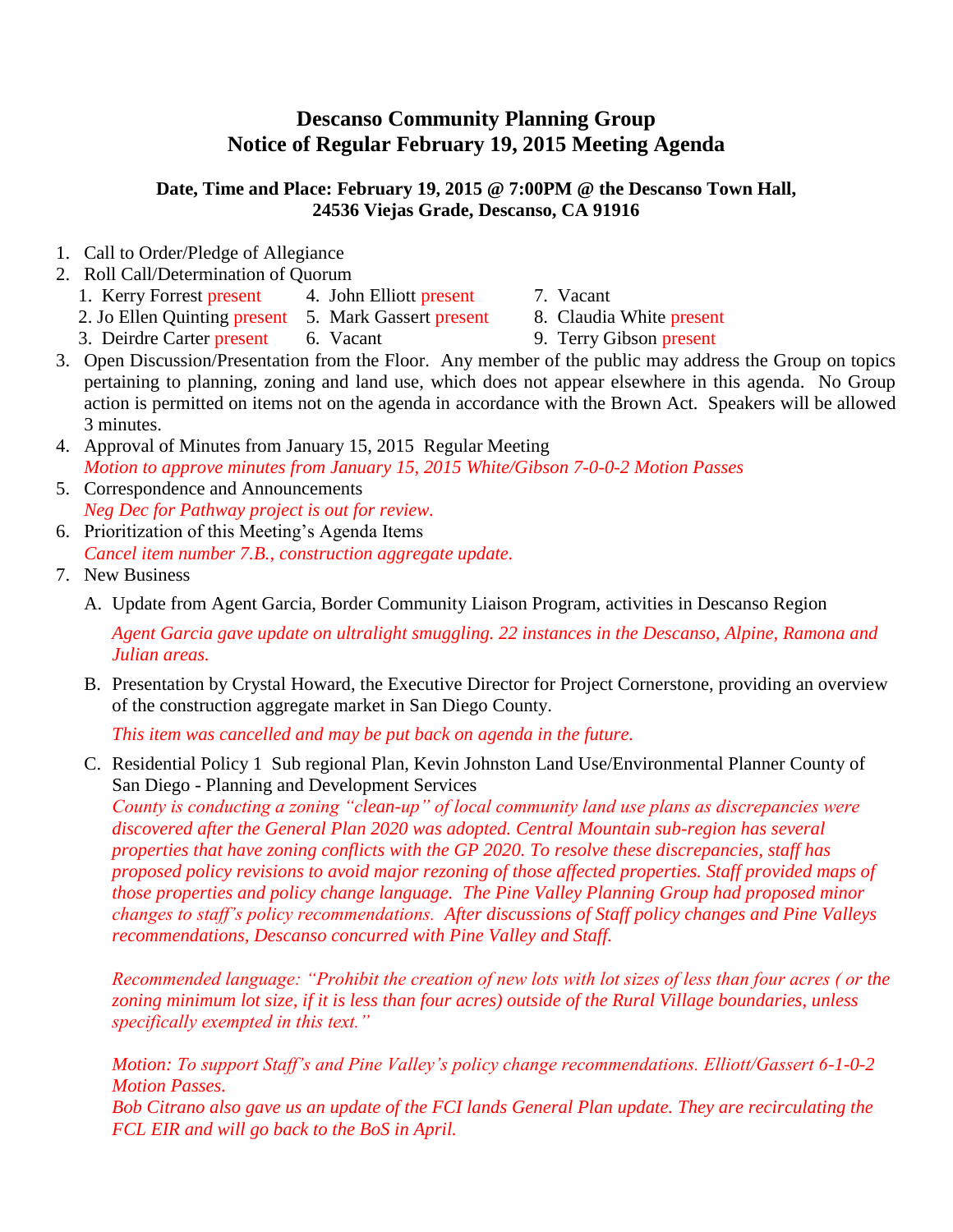# Descanso Community Planning Group
# Notice of Regular February 19, 2015 Meeting Agenda

**Date, Time and Place: February 19, 2015 @ 7:00PM @ the Descanso Town Hall, 24536 Viejas Grade, Descanso, CA 91916**

1. Call to Order/Pledge of Allegiance
2. Roll Call/Determination of Quorum
   1. Kerry Forrest present
   2. Jo Ellen Quinting present
   3. Deirdre Carter present
   4. John Elliott present
   5. Mark Gassert present
   6. Vacant
   7. Vacant
   8. Claudia White present
   9. Terry Gibson present
3. Open Discussion/Presentation from the Floor. Any member of the public may address the Group on topics pertaining to planning, zoning and land use, which does not appear elsewhere in this agenda. No Group action is permitted on items not on the agenda in accordance with the Brown Act. Speakers will be allowed 3 minutes.
4. Approval of Minutes from January 15, 2015 Regular Meeting
   *Motion to approve minutes from January 15, 2015 White/Gibson 7-0-0-2 Motion Passes*
5. Correspondence and Announcements
   *Neg Dec for Pathway project is out for review.*
6. Prioritization of this Meeting's Agenda Items
   *Cancel item number 7.B., construction aggregate update.*
7. New Business
   A. Update from Agent Garcia, Border Community Liaison Program, activities in Descanso Region

      *Agent Garcia gave update on ultralight smuggling. 22 instances in the Descanso, Alpine, Ramona and Julian areas.*

   B. Presentation by Crystal Howard, the Executive Director for Project Cornerstone, providing an overview of the construction aggregate market in San Diego County.

      *This item was cancelled and may be put back on agenda in the future.*

   C. Residential Policy 1 Sub regional Plan, Kevin Johnston Land Use/Environmental Planner County of San Diego - Planning and Development Services
      *County is conducting a zoning "clean-up" of local community land use plans as discrepancies were discovered after the General Plan 2020 was adopted. Central Mountain sub-region has several properties that have zoning conflicts with the GP 2020. To resolve these discrepancies, staff has proposed policy revisions to avoid major rezoning of those affected properties. Staff provided maps of those properties and policy change language. The Pine Valley Planning Group had proposed minor changes to staff's policy recommendations. After discussions of Staff policy changes and Pine Valleys recommendations, Descanso concurred with Pine Valley and Staff.*

      *Recommended language: "Prohibit the creation of new lots with lot sizes of less than four acres ( or the zoning minimum lot size, if it is less than four acres) outside of the Rural Village boundaries, unless specifically exempted in this text."*

      *Motion: To support Staff's and Pine Valley's policy change recommendations. Elliott/Gassert 6-1-0-2 Motion Passes.*
      *Bob Citrano also gave us an update of the FCI lands General Plan update. They are recirculating the FCL EIR and will go back to the BoS in April.*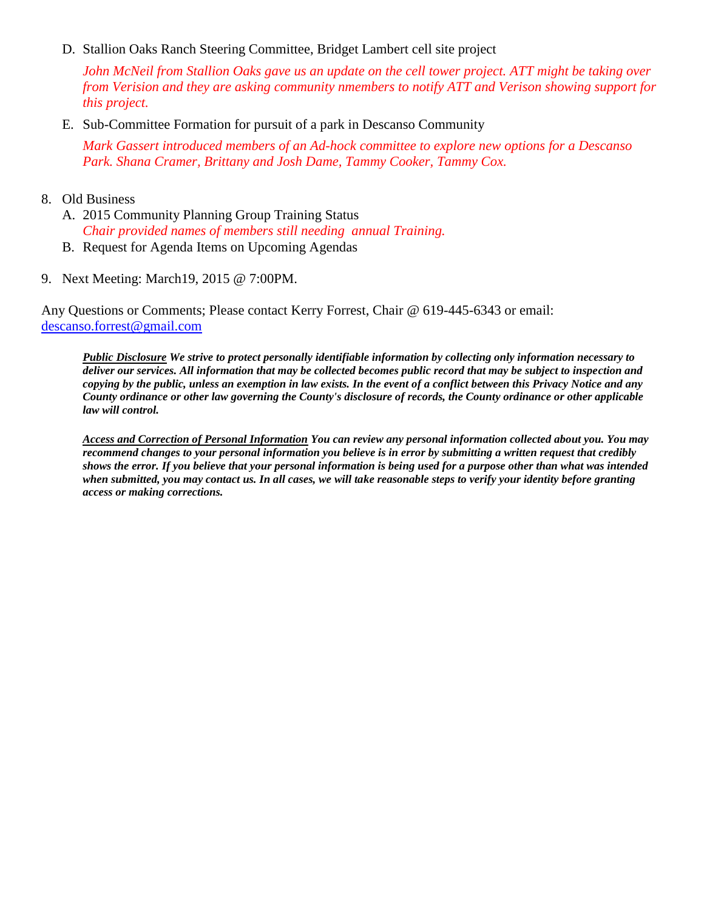D. Stallion Oaks Ranch Steering Committee, Bridget Lambert cell site project

   *John McNeil from Stallion Oaks gave us an update on the cell tower project. ATT might be taking over from Verision and they are asking community nmembers to notify ATT and Verison showing support for this project.*

E. Sub-Committee Formation for pursuit of a park in Descanso Community

   *Mark Gassert introduced members of an Ad-hock committee to explore new options for a Descanso Park. Shana Cramer, Brittany and Josh Dame, Tammy Cooker, Tammy Cox.*

8. Old Business
   A. 2015 Community Planning Group Training Status
      *Chair provided names of members still needing annual Training.*
   B. Request for Agenda Items on Upcoming Agendas

9. Next Meeting: March19, 2015 @ 7:00PM.

Any Questions or Comments; Please contact Kerry Forrest, Chair @ 619-445-6343 or email: descanso.forrest@gmail.com

> ***Public Disclosure** We strive to protect personally identifiable information by collecting only information necessary to deliver our services. All information that may be collected becomes public record that may be subject to inspection and copying by the public, unless an exemption in law exists. In the event of a conflict between this Privacy Notice and any County ordinance or other law governing the County's disclosure of records, the County ordinance or other applicable law will control.*
>
> ***Access and Correction of Personal Information** You can review any personal information collected about you. You may recommend changes to your personal information you believe is in error by submitting a written request that credibly shows the error. If you believe that your personal information is being used for a purpose other than what was intended when submitted, you may contact us. In all cases, we will take reasonable steps to verify your identity before granting access or making corrections.*